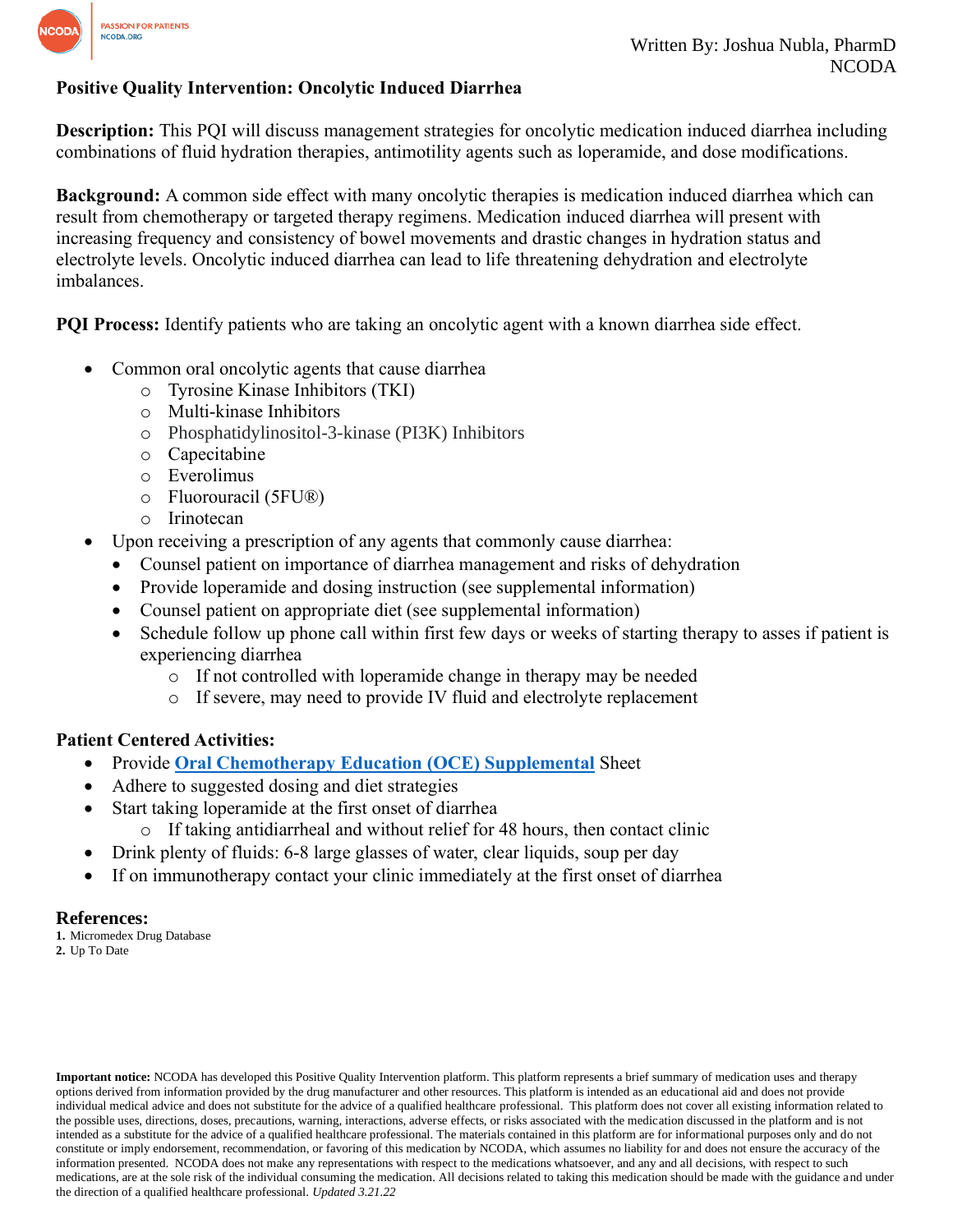Written By: Joshua Nubla, PharmD
NCODA

**Positive Quality Intervention: Oncolytic Induced Diarrhea**

**Description:** This PQI will discuss management strategies for oncolytic medication induced diarrhea including combinations of fluid hydration therapies, antimotility agents such as loperamide, and dose modifications.

**Background:** A common side effect with many oncolytic therapies is medication induced diarrhea which can result from chemotherapy or targeted therapy regimens. Medication induced diarrhea will present with increasing frequency and consistency of bowel movements and drastic changes in hydration status and electrolyte levels. Oncolytic induced diarrhea can lead to life threatening dehydration and electrolyte imbalances.

**PQI Process:** Identify patients who are taking an oncolytic agent with a known diarrhea side effect.

- Common oral oncolytic agents that cause diarrhea
  - Tyrosine Kinase Inhibitors (TKI)
  - Multi-kinase Inhibitors
  - Phosphatidylinositol-3-kinase (PI3K) Inhibitors
  - Capecitabine
  - Everolimus
  - Fluorouracil (5FU®)
  - Irinotecan
- Upon receiving a prescription of any agents that commonly cause diarrhea:
  - Counsel patient on importance of diarrhea management and risks of dehydration
  - Provide loperamide and dosing instruction (see supplemental information)
  - Counsel patient on appropriate diet (see supplemental information)
  - Schedule follow up phone call within first few days or weeks of starting therapy to asses if patient is experiencing diarrhea
    - If not controlled with loperamide change in therapy may be needed
    - If severe, may need to provide IV fluid and electrolyte replacement

**Patient Centered Activities:**

- Provide **Oral Chemotherapy Education (OCE) Supplemental** Sheet
- Adhere to suggested dosing and diet strategies
- Start taking loperamide at the first onset of diarrhea
  - If taking antidiarrheal and without relief for 48 hours, then contact clinic
- Drink plenty of fluids: 6-8 large glasses of water, clear liquids, soup per day
- If on immunotherapy contact your clinic immediately at the first onset of diarrhea

**References:**

1. Micromedex Drug Database
2. Up To Date

**Important notice:** NCODA has developed this Positive Quality Intervention platform. This platform represents a brief summary of medication uses and therapy options derived from information provided by the drug manufacturer and other resources. This platform is intended as an educational aid and does not provide individual medical advice and does not substitute for the advice of a qualified healthcare professional. This platform does not cover all existing information related to the possible uses, directions, doses, precautions, warning, interactions, adverse effects, or risks associated with the medication discussed in the platform and is not intended as a substitute for the advice of a qualified healthcare professional. The materials contained in this platform are for informational purposes only and do not constitute or imply endorsement, recommendation, or favoring of this medication by NCODA, which assumes no liability for and does not ensure the accuracy of the information presented. NCODA does not make any representations with respect to the medications whatsoever, and any and all decisions, with respect to such medications, are at the sole risk of the individual consuming the medication. All decisions related to taking this medication should be made with the guidance and under the direction of a qualified healthcare professional. *Updated 3.21.22*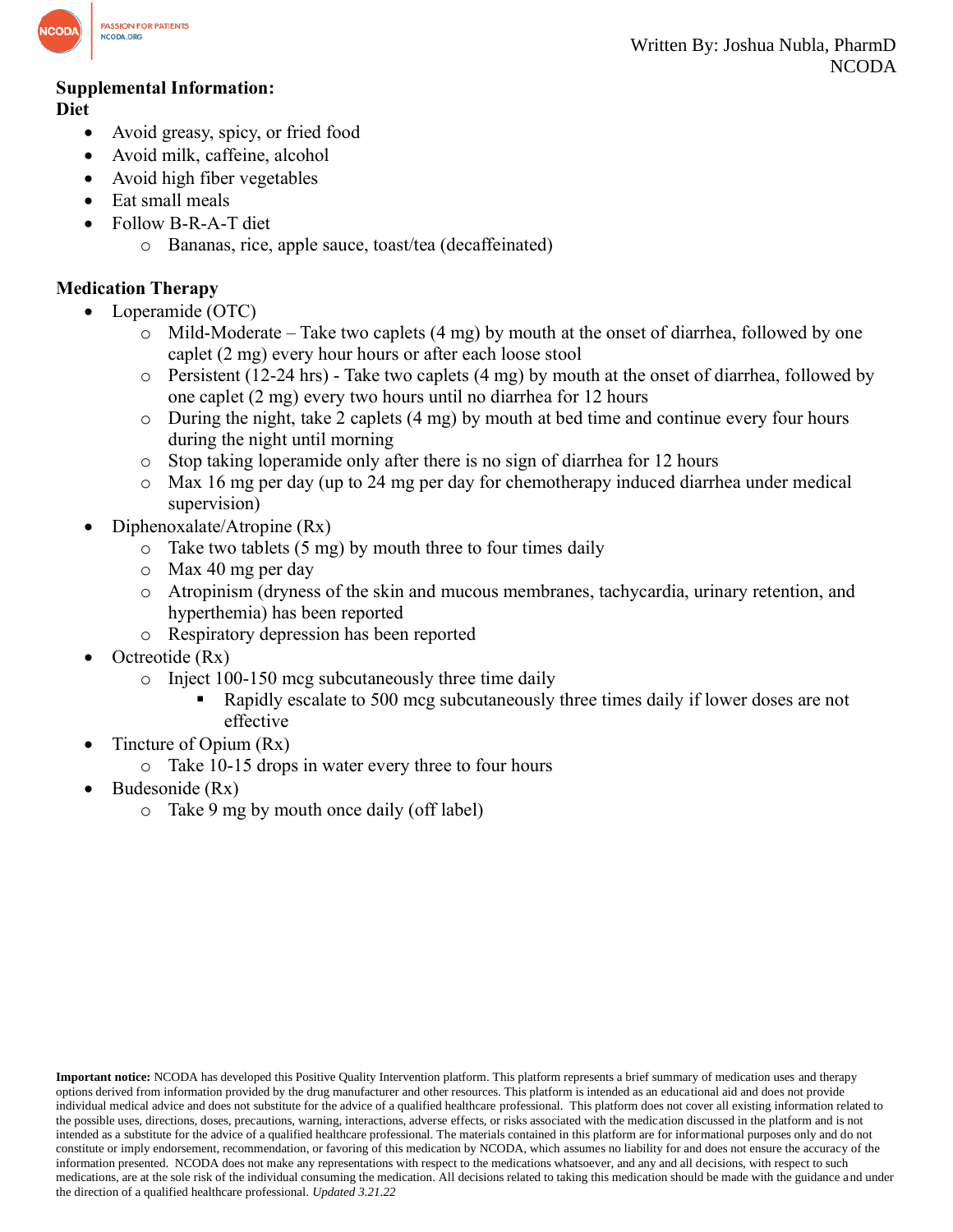## Supplemental Information:

### Diet

- Avoid greasy, spicy, or fried food
- Avoid milk, caffeine, alcohol
- Avoid high fiber vegetables
- Eat small meals
- Follow B-R-A-T diet
  - Bananas, rice, apple sauce, toast/tea (decaffeinated)

### Medication Therapy

- Loperamide (OTC)
  - Mild-Moderate – Take two caplets (4 mg) by mouth at the onset of diarrhea, followed by one caplet (2 mg) every hour hours or after each loose stool
  - Persistent (12-24 hrs) - Take two caplets (4 mg) by mouth at the onset of diarrhea, followed by one caplet (2 mg) every two hours until no diarrhea for 12 hours
  - During the night, take 2 caplets (4 mg) by mouth at bed time and continue every four hours during the night until morning
  - Stop taking loperamide only after there is no sign of diarrhea for 12 hours
  - Max 16 mg per day (up to 24 mg per day for chemotherapy induced diarrhea under medical supervision)
- Diphenoxalate/Atropine (Rx)
  - Take two tablets (5 mg) by mouth three to four times daily
  - Max 40 mg per day
  - Atropinism (dryness of the skin and mucous membranes, tachycardia, urinary retention, and hyperthemia) has been reported
  - Respiratory depression has been reported
- Octreotide (Rx)
  - Inject 100-150 mcg subcutaneously three time daily
    - Rapidly escalate to 500 mcg subcutaneously three times daily if lower doses are not effective
- Tincture of Opium (Rx)
  - Take 10-15 drops in water every three to four hours
- Budesonide (Rx)
  - Take 9 mg by mouth once daily (off label)

**Important notice:** NCODA has developed this Positive Quality Intervention platform. This platform represents a brief summary of medication uses and therapy options derived from information provided by the drug manufacturer and other resources. This platform is intended as an educational aid and does not provide individual medical advice and does not substitute for the advice of a qualified healthcare professional. This platform does not cover all existing information related to the possible uses, directions, doses, precautions, warning, interactions, adverse effects, or risks associated with the medication discussed in the platform and is not intended as a substitute for the advice of a qualified healthcare professional. The materials contained in this platform are for informational purposes only and do not constitute or imply endorsement, recommendation, or favoring of this medication by NCODA, which assumes no liability for and does not ensure the accuracy of the information presented. NCODA does not make any representations with respect to the medications whatsoever, and any and all decisions, with respect to such medications, are at the sole risk of the individual consuming the medication. All decisions related to taking this medication should be made with the guidance and under the direction of a qualified healthcare professional. *Updated 3.21.22*